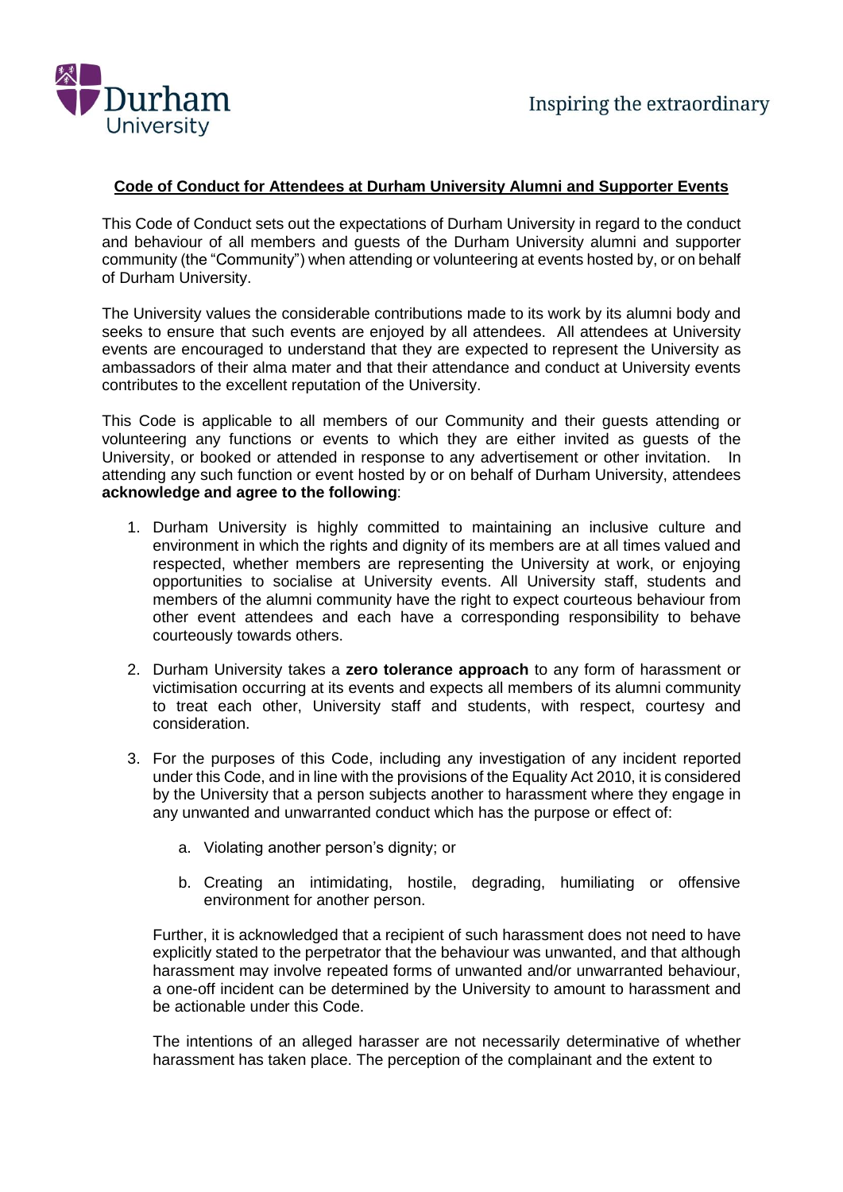## Code of Conduct for Attendees at Durham University Alumni and Supporter Events

This Code of Conduct sets out the expectations of Durham University in regard to the conduct and behaviour of all members and guests of the Durham University alumni and supporter community (the "Community") when attending or volunteering at events hosted by, or on behalf of Durham University.

The University values the considerable contributions made to its work by its alumni body and seeks to ensure that such events are enjoyed by all attendees. All attendees at University events are encouraged to understand that they are expected to represent the University as ambassadors of their alma mater and that their attendance and conduct at University events contributes to the excellent reputation of the University.

This Code is applicable to all members of our Community and their guests attending or volunteering any functions or events to which they are either invited as guests of the University, or booked or attended in response to any advertisement or other invitation. In attending any such function or event hosted by or on behalf of Durham University, attendees **acknowledge and agree to the following**:

1. Durham University is highly committed to maintaining an inclusive culture and environment in which the rights and dignity of its members are at all times valued and respected, whether members are representing the University at work, or enjoying opportunities to socialise at University events. All University staff, students and members of the alumni community have the right to expect courteous behaviour from other event attendees and each have a corresponding responsibility to behave courteously towards others.

2. Durham University takes a **zero tolerance approach** to any form of harassment or victimisation occurring at its events and expects all members of its alumni community to treat each other, University staff and students, with respect, courtesy and consideration.

3. For the purposes of this Code, including any investigation of any incident reported under this Code, and in line with the provisions of the Equality Act 2010, it is considered by the University that a person subjects another to harassment where they engage in any unwanted and unwarranted conduct which has the purpose or effect of:

   a. Violating another person's dignity; or

   b. Creating an intimidating, hostile, degrading, humiliating or offensive environment for another person.

   Further, it is acknowledged that a recipient of such harassment does not need to have explicitly stated to the perpetrator that the behaviour was unwanted, and that although harassment may involve repeated forms of unwanted and/or unwarranted behaviour, a one-off incident can be determined by the University to amount to harassment and be actionable under this Code.

   The intentions of an alleged harasser are not necessarily determinative of whether harassment has taken place. The perception of the complainant and the extent to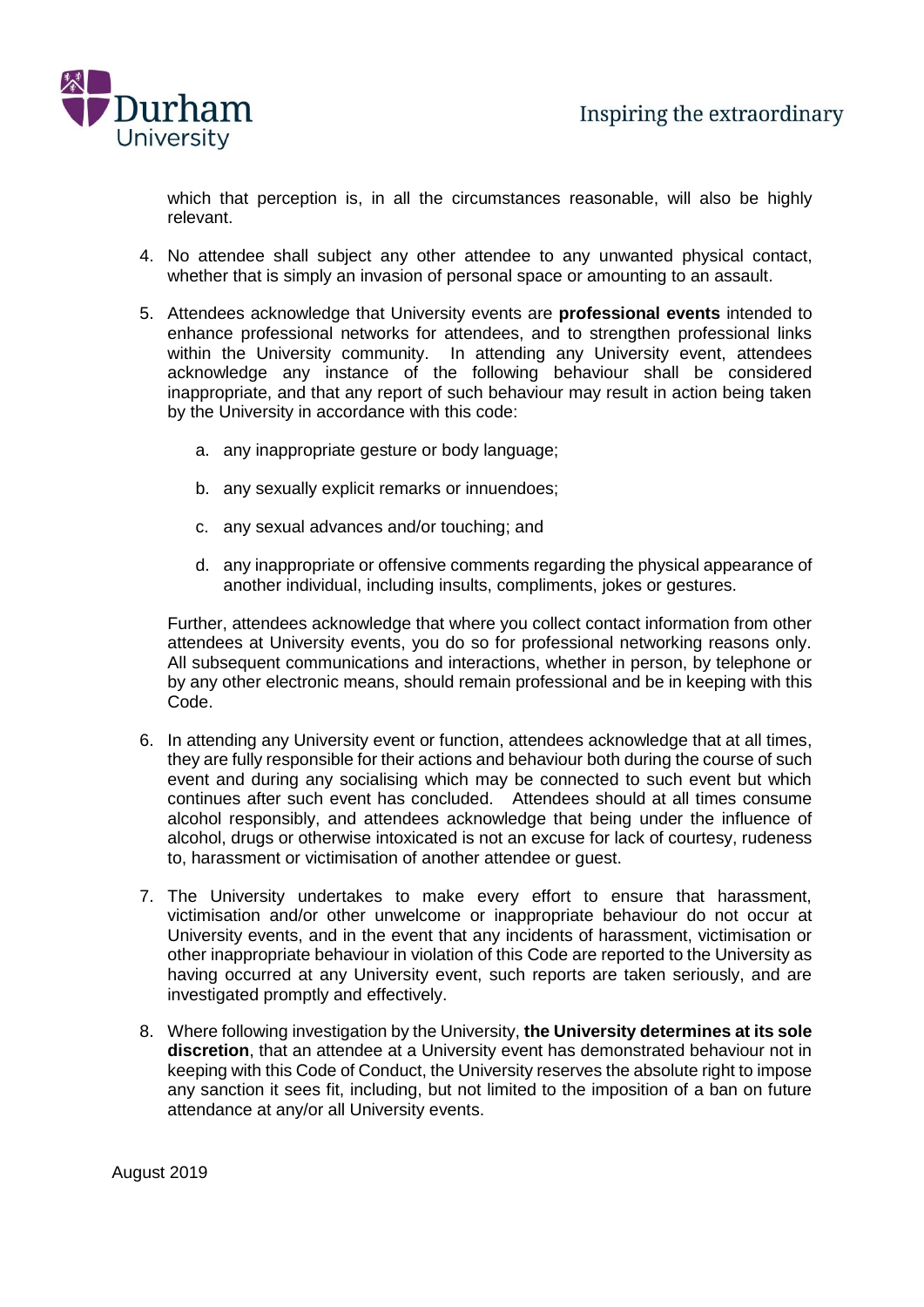which that perception is, in all the circumstances reasonable, will also be highly relevant.

4. No attendee shall subject any other attendee to any unwanted physical contact, whether that is simply an invasion of personal space or amounting to an assault.

5. Attendees acknowledge that University events are **professional events** intended to enhance professional networks for attendees, and to strengthen professional links within the University community. In attending any University event, attendees acknowledge any instance of the following behaviour shall be considered inappropriate, and that any report of such behaviour may result in action being taken by the University in accordance with this code:

    a. any inappropriate gesture or body language;

    b. any sexually explicit remarks or innuendoes;

    c. any sexual advances and/or touching; and

    d. any inappropriate or offensive comments regarding the physical appearance of another individual, including insults, compliments, jokes or gestures.

    Further, attendees acknowledge that where you collect contact information from other attendees at University events, you do so for professional networking reasons only. All subsequent communications and interactions, whether in person, by telephone or by any other electronic means, should remain professional and be in keeping with this Code.

6. In attending any University event or function, attendees acknowledge that at all times, they are fully responsible for their actions and behaviour both during the course of such event and during any socialising which may be connected to such event but which continues after such event has concluded. Attendees should at all times consume alcohol responsibly, and attendees acknowledge that being under the influence of alcohol, drugs or otherwise intoxicated is not an excuse for lack of courtesy, rudeness to, harassment or victimisation of another attendee or guest.

7. The University undertakes to make every effort to ensure that harassment, victimisation and/or other unwelcome or inappropriate behaviour do not occur at University events, and in the event that any incidents of harassment, victimisation or other inappropriate behaviour in violation of this Code are reported to the University as having occurred at any University event, such reports are taken seriously, and are investigated promptly and effectively.

8. Where following investigation by the University, **the University determines at its sole discretion**, that an attendee at a University event has demonstrated behaviour not in keeping with this Code of Conduct, the University reserves the absolute right to impose any sanction it sees fit, including, but not limited to the imposition of a ban on future attendance at any/or all University events.

August 2019